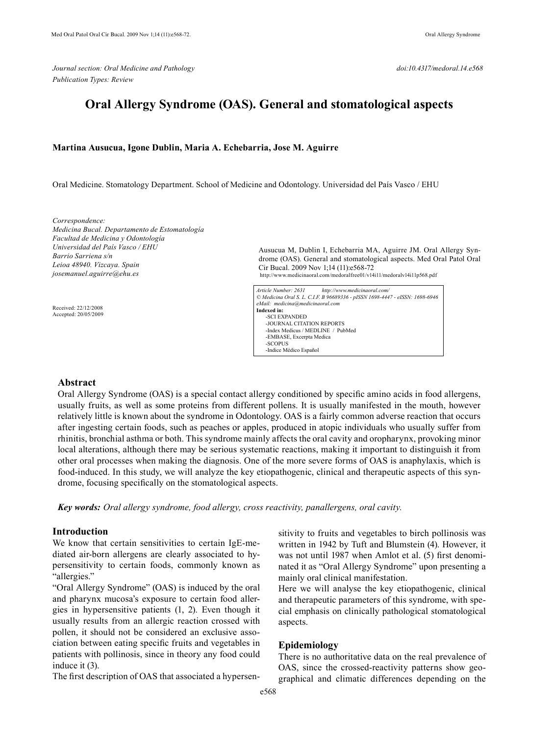*Journal section: Oral Medicine and Pathology*
*Publication Types: Review*

*doi:10.4317/medoral.14.e568*

# Oral Allergy Syndrome (OAS). General and stomatological aspects

**Martina Ausucua, Igone Dublin, Maria A. Echebarria, Jose M. Aguirre**

Oral Medicine. Stomatology Department. School of Medicine and Odontology. Universidad del País Vasco / EHU

*Correspondence:*
*Medicina Bucal. Departamento de Estomatología*
*Facultad de Medicina y Odontología*
*Universidad del País Vasco / EHU*
*Barrio Sarriena s/n*
*Leioa 48940. Vizcaya. Spain*
*josemanuel.aguirre@ehu.es*

Received: 22/12/2008
Accepted: 20/05/2009

Ausucua M, Dublin I, Echebarria MA, Aguirre JM. Oral Allergy Syndrome (OAS). General and stomatological aspects. Med Oral Patol Oral Cir Bucal. 2009 Nov 1;14 (11):e568-72.
http://www.medicinaoral.com/medoralfree01/v14i11/medoralv14i11p568.pdf

*Article Number: 2631 http://www.medicinaoral.com/*
*© Medicina Oral S. L. C.I.F. B 96689336 - pISSN 1698-4447 - eISSN: 1698-6946*
*eMail: medicina@medicinaoral.com*
**Indexed in:**
-SCI EXPANDED
-JOURNAL CITATION REPORTS
-Index Medicus / MEDLINE / PubMed
-EMBASE, Excerpta Medica
-SCOPUS
-Indice Médico Español

## Abstract

Oral Allergy Syndrome (OAS) is a special contact allergy conditioned by specific amino acids in food allergens, usually fruits, as well as some proteins from different pollens. It is usually manifested in the mouth, however relatively little is known about the syndrome in Odontology. OAS is a fairly common adverse reaction that occurs after ingesting certain foods, such as peaches or apples, produced in atopic individuals who usually suffer from rhinitis, bronchial asthma or both. This syndrome mainly affects the oral cavity and oropharynx, provoking minor local alterations, although there may be serious systematic reactions, making it important to distinguish it from other oral processes when making the diagnosis. One of the more severe forms of OAS is anaphylaxis, which is food-induced. In this study, we will analyze the key etiopathogenic, clinical and therapeutic aspects of this syndrome, focusing specifically on the stomatological aspects.

***Key words:*** *Oral allergy syndrome, food allergy, cross reactivity, panallergens, oral cavity.*

## Introduction

We know that certain sensitivities to certain IgE-mediated air-born allergens are clearly associated to hypersensitivity to certain foods, commonly known as "allergies."

"Oral Allergy Syndrome" (OAS) is induced by the oral and pharynx mucosa's exposure to certain food allergies in hypersensitive patients (1, 2). Even though it usually results from an allergic reaction crossed with pollen, it should not be considered an exclusive association between eating specific fruits and vegetables in patients with pollinosis, since in theory any food could induce it (3).

The first description of OAS that associated a hypersensitivity to fruits and vegetables to birch pollinosis was written in 1942 by Tuft and Blumstein (4). However, it was not until 1987 when Amlot et al. (5) first denominated it as "Oral Allergy Syndrome" upon presenting a mainly oral clinical manifestation.

Here we will analyse the key etiopathogenic, clinical and therapeutic parameters of this syndrome, with special emphasis on clinically pathological stomatological aspects.

## Epidemiology

There is no authoritative data on the real prevalence of OAS, since the crossed-reactivity patterns show geographical and climatic differences depending on the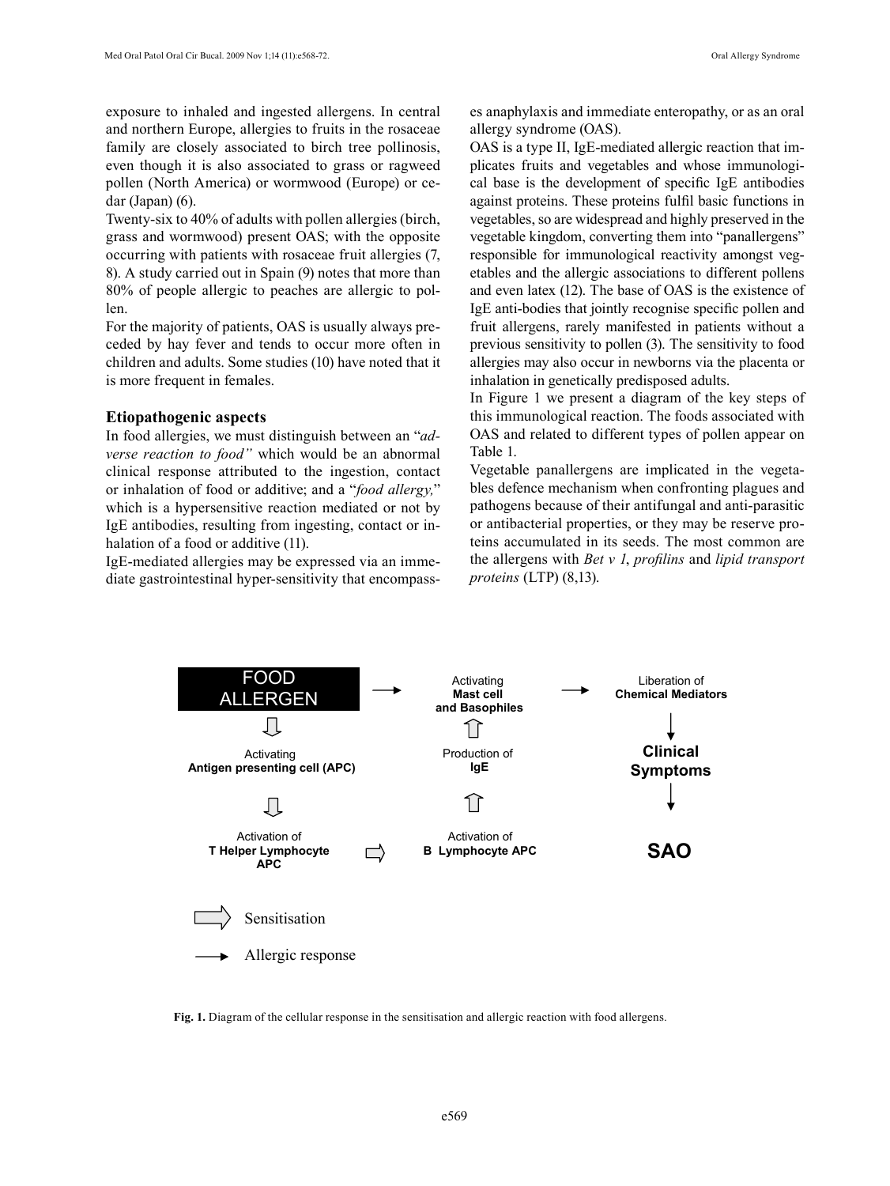exposure to inhaled and ingested allergens. In central and northern Europe, allergies to fruits in the rosaceae family are closely associated to birch tree pollinosis, even though it is also associated to grass or ragweed pollen (North America) or wormwood (Europe) or cedar (Japan) (6).

Twenty-six to 40% of adults with pollen allergies (birch, grass and wormwood) present OAS; with the opposite occurring with patients with rosaceae fruit allergies (7, 8). A study carried out in Spain (9) notes that more than 80% of people allergic to peaches are allergic to pollen.

For the majority of patients, OAS is usually always preceded by hay fever and tends to occur more often in children and adults. Some studies (10) have noted that it is more frequent in females.

### Etiopathogenic aspects

In food allergies, we must distinguish between an "*adverse reaction to food"* which would be an abnormal clinical response attributed to the ingestion, contact or inhalation of food or additive; and a "*food allergy,*" which is a hypersensitive reaction mediated or not by IgE antibodies, resulting from ingesting, contact or inhalation of a food or additive (11).

IgE-mediated allergies may be expressed via an immediate gastrointestinal hyper-sensitivity that encompasses anaphylaxis and immediate enteropathy, or as an oral allergy syndrome (OAS).

OAS is a type II, IgE-mediated allergic reaction that implicates fruits and vegetables and whose immunological base is the development of specific IgE antibodies against proteins. These proteins fulfil basic functions in vegetables, so are widespread and highly preserved in the vegetable kingdom, converting them into "panallergens" responsible for immunological reactivity amongst vegetables and the allergic associations to different pollens and even latex (12). The base of OAS is the existence of IgE anti-bodies that jointly recognise specific pollen and fruit allergens, rarely manifested in patients without a previous sensitivity to pollen (3). The sensitivity to food allergies may also occur in newborns via the placenta or inhalation in genetically predisposed adults.

In Figure 1 we present a diagram of the key steps of this immunological reaction. The foods associated with OAS and related to different types of pollen appear on Table 1.

Vegetable panallergens are implicated in the vegetables defence mechanism when confronting plagues and pathogens because of their antifungal and anti-parasitic or antibacterial properties, or they may be reserve proteins accumulated in its seeds. The most common are the allergens with *Bet v 1*, *profilins* and *lipid transport proteins* (LTP) (8,13).

FOOD ALLERGEN → Activating **Mast cell and Basophiles** → Liberation of **Chemical Mediators** → **Clinical Symptoms** → **SAO**

FOOD ALLERGEN ⇩ Activating **Antigen presenting cell (APC)** ⇩ Activation of **T Helper Lymphocyte APC** ⇨ Activation of **B Lymphocyte APC** ⇧ Production of **IgE** ⇧ Activating **Mast cell and Basophiles**

⇨ Sensitisation

→ Allergic response

**Fig. 1.** Diagram of the cellular response in the sensitisation and allergic reaction with food allergens.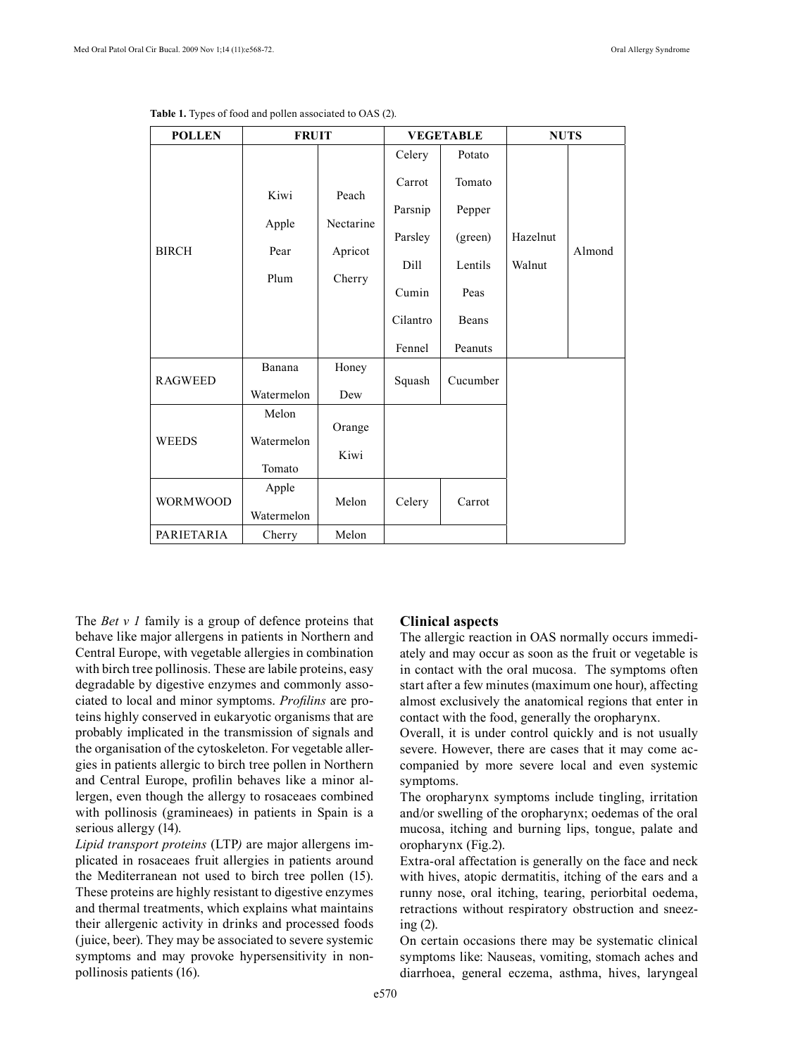**Table 1.** Types of food and pollen associated to OAS (2).

| POLLEN | FRUIT | | VEGETABLE | | NUTS | |
|---|---|---|---|---|---|---|
| BIRCH | Kiwi<br>Apple<br>Pear<br>Plum | Peach<br>Nectarine<br>Apricot<br>Cherry | Celery<br>Carrot<br>Parsnip<br>Parsley<br>Dill<br>Cumin<br>Cilantro<br>Fennel | Potato<br>Tomato<br>Pepper<br>(green)<br>Lentils<br>Peas<br>Beans<br>Peanuts | Hazelnut<br>Walnut | Almond |
| RAGWEED | Banana<br>Watermelon | Honey<br>Dew | Squash | Cucumber | | |
| WEEDS | Melon<br>Watermelon<br>Tomato | Orange<br>Kiwi | | | | |
| WORMWOOD | Apple<br>Watermelon | Melon | Celery | Carrot | | |
| PARIETARIA | Cherry | Melon | | | | |

The *Bet v 1* family is a group of defence proteins that behave like major allergens in patients in Northern and Central Europe, with vegetable allergies in combination with birch tree pollinosis. These are labile proteins, easy degradable by digestive enzymes and commonly associated to local and minor symptoms. *Profilins* are proteins highly conserved in eukaryotic organisms that are probably implicated in the transmission of signals and the organisation of the cytoskeleton. For vegetable allergies in patients allergic to birch tree pollen in Northern and Central Europe, profilin behaves like a minor allergen, even though the allergy to rosaceaes combined with pollinosis (gramineaes) in patients in Spain is a serious allergy (14).

*Lipid transport proteins* (LTP*)* are major allergens implicated in rosaceaes fruit allergies in patients around the Mediterranean not used to birch tree pollen (15). These proteins are highly resistant to digestive enzymes and thermal treatments, which explains what maintains their allergenic activity in drinks and processed foods (juice, beer). They may be associated to severe systemic symptoms and may provoke hypersensitivity in non-pollinosis patients (16).

## Clinical aspects

The allergic reaction in OAS normally occurs immediately and may occur as soon as the fruit or vegetable is in contact with the oral mucosa. The symptoms often start after a few minutes (maximum one hour), affecting almost exclusively the anatomical regions that enter in contact with the food, generally the oropharynx.

Overall, it is under control quickly and is not usually severe. However, there are cases that it may come accompanied by more severe local and even systemic symptoms.

The oropharynx symptoms include tingling, irritation and/or swelling of the oropharynx; oedemas of the oral mucosa, itching and burning lips, tongue, palate and oropharynx (Fig.2).

Extra-oral affectation is generally on the face and neck with hives, atopic dermatitis, itching of the ears and a runny nose, oral itching, tearing, periorbital oedema, retractions without respiratory obstruction and sneezing (2).

On certain occasions there may be systematic clinical symptoms like: Nauseas, vomiting, stomach aches and diarrhoea, general eczema, asthma, hives, laryngeal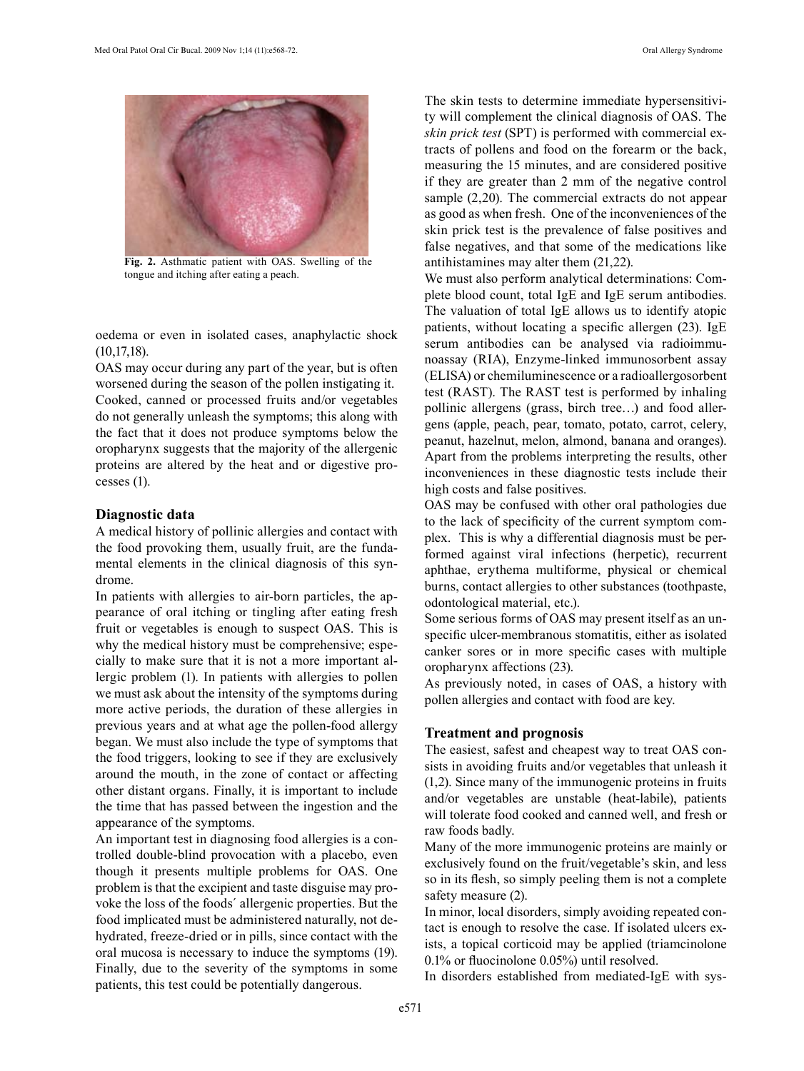Fig. 2. Asthmatic patient with OAS. Swelling of the tongue and itching after eating a peach.

oedema or even in isolated cases, anaphylactic shock (10,17,18).

OAS may occur during any part of the year, but is often worsened during the season of the pollen instigating it. Cooked, canned or processed fruits and/or vegetables do not generally unleash the symptoms; this along with the fact that it does not produce symptoms below the oropharynx suggests that the majority of the allergenic proteins are altered by the heat and or digestive processes (1).

### Diagnostic data

A medical history of pollinic allergies and contact with the food provoking them, usually fruit, are the fundamental elements in the clinical diagnosis of this syndrome.

In patients with allergies to air-born particles, the appearance of oral itching or tingling after eating fresh fruit or vegetables is enough to suspect OAS. This is why the medical history must be comprehensive; especially to make sure that it is not a more important allergic problem (1). In patients with allergies to pollen we must ask about the intensity of the symptoms during more active periods, the duration of these allergies in previous years and at what age the pollen-food allergy began. We must also include the type of symptoms that the food triggers, looking to see if they are exclusively around the mouth, in the zone of contact or affecting other distant organs. Finally, it is important to include the time that has passed between the ingestion and the appearance of the symptoms.

An important test in diagnosing food allergies is a controlled double-blind provocation with a placebo, even though it presents multiple problems for OAS. One problem is that the excipient and taste disguise may provoke the loss of the foods´ allergenic properties. But the food implicated must be administered naturally, not dehydrated, freeze-dried or in pills, since contact with the oral mucosa is necessary to induce the symptoms (19). Finally, due to the severity of the symptoms in some patients, this test could be potentially dangerous.

The skin tests to determine immediate hypersensitivity will complement the clinical diagnosis of OAS. The *skin prick test* (SPT) is performed with commercial extracts of pollens and food on the forearm or the back, measuring the 15 minutes, and are considered positive if they are greater than 2 mm of the negative control sample (2,20). The commercial extracts do not appear as good as when fresh. One of the inconveniences of the skin prick test is the prevalence of false positives and false negatives, and that some of the medications like antihistamines may alter them (21,22).

We must also perform analytical determinations: Complete blood count, total IgE and IgE serum antibodies. The valuation of total IgE allows us to identify atopic patients, without locating a specific allergen (23). IgE serum antibodies can be analysed via radioimmunoassay (RIA), Enzyme-linked immunosorbent assay (ELISA) or chemiluminescence or a radioallergosorbent test (RAST). The RAST test is performed by inhaling pollinic allergens (grass, birch tree…) and food allergens (apple, peach, pear, tomato, potato, carrot, celery, peanut, hazelnut, melon, almond, banana and oranges). Apart from the problems interpreting the results, other inconveniences in these diagnostic tests include their high costs and false positives.

OAS may be confused with other oral pathologies due to the lack of specificity of the current symptom complex. This is why a differential diagnosis must be performed against viral infections (herpetic), recurrent aphthae, erythema multiforme, physical or chemical burns, contact allergies to other substances (toothpaste, odontological material, etc.).

Some serious forms of OAS may present itself as an unspecific ulcer-membranous stomatitis, either as isolated canker sores or in more specific cases with multiple oropharynx affections (23).

As previously noted, in cases of OAS, a history with pollen allergies and contact with food are key.

### Treatment and prognosis

The easiest, safest and cheapest way to treat OAS consists in avoiding fruits and/or vegetables that unleash it (1,2). Since many of the immunogenic proteins in fruits and/or vegetables are unstable (heat-labile), patients will tolerate food cooked and canned well, and fresh or raw foods badly.

Many of the more immunogenic proteins are mainly or exclusively found on the fruit/vegetable's skin, and less so in its flesh, so simply peeling them is not a complete safety measure (2).

In minor, local disorders, simply avoiding repeated contact is enough to resolve the case. If isolated ulcers exists, a topical corticoid may be applied (triamcinolone 0.1% or fluocinolone 0.05%) until resolved.

In disorders established from mediated-IgE with sys-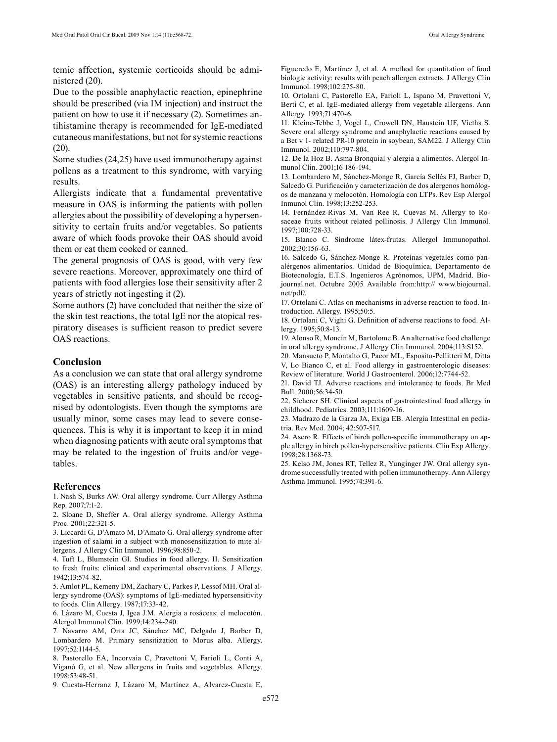temic affection, systemic corticoids should be administered (20).

Due to the possible anaphylactic reaction, epinephrine should be prescribed (via IM injection) and instruct the patient on how to use it if necessary (2). Sometimes antihistamine therapy is recommended for IgE-mediated cutaneous manifestations, but not for systemic reactions (20).

Some studies (24,25) have used immunotherapy against pollens as a treatment to this syndrome, with varying results.

Allergists indicate that a fundamental preventative measure in OAS is informing the patients with pollen allergies about the possibility of developing a hypersensitivity to certain fruits and/or vegetables. So patients aware of which foods provoke their OAS should avoid them or eat them cooked or canned.

The general prognosis of OAS is good, with very few severe reactions. Moreover, approximately one third of patients with food allergies lose their sensitivity after 2 years of strictly not ingesting it (2).

Some authors (2) have concluded that neither the size of the skin test reactions, the total IgE nor the atopical respiratory diseases is sufficient reason to predict severe OAS reactions.

## Conclusion

As a conclusion we can state that oral allergy syndrome (OAS) is an interesting allergy pathology induced by vegetables in sensitive patients, and should be recognised by odontologists. Even though the symptoms are usually minor, some cases may lead to severe consequences. This is why it is important to keep it in mind when diagnosing patients with acute oral symptoms that may be related to the ingestion of fruits and/or vegetables.

## References

1. Nash S, Burks AW. Oral allergy syndrome. Curr Allergy Asthma Rep. 2007;7:1-2.
2. Sloane D, Sheffer A. Oral allergy syndrome. Allergy Asthma Proc. 2001;22:321-5.
3. Liccardi G, D'Amato M, D'Amato G. Oral allergy syndrome after ingestion of salami in a subject with monosensitization to mite allergens. J Allergy Clin Immunol. 1996;98:850-2.
4. Tuft L, Blumstein GI. Studies in food allergy. II. Sensitization to fresh fruits: clinical and experimental observations. J Allergy. 1942;13:574-82.
5. Amlot PL, Kemeny DM, Zachary C, Parkes P, Lessof MH. Oral allergy syndrome (OAS): symptoms of IgE-mediated hypersensitivity to foods. Clin Allergy. 1987;17:33-42.
6. Lázaro M, Cuesta J, Igea J.M. Alergia a rosáceas: el melocotón. Alergol Immunol Clin. 1999;14:234-240.
7. Navarro AM, Orta JC, Sánchez MC, Delgado J, Barber D, Lombardero M. Primary sensitization to Morus alba. Allergy. 1997;52:1144-5.
8. Pastorello EA, Incorvaia C, Pravettoni V, Farioli L, Conti A, Viganò G, et al. New allergens in fruits and vegetables. Allergy. 1998;53:48-51.
9. Cuesta-Herranz J, Lázaro M, Martínez A, Alvarez-Cuesta E, Figueredo E, Martínez J, et al. A method for quantitation of food biologic activity: results with peach allergen extracts. J Allergy Clin Immunol. 1998;102:275-80.
10. Ortolani C, Pastorello EA, Farioli L, Ispano M, Pravettoni V, Berti C, et al. IgE-mediated allergy from vegetable allergens. Ann Allergy. 1993;71:470-6.
11. Kleine-Tebbe J, Vogel L, Crowell DN, Haustein UF, Vieths S. Severe oral allergy syndrome and anaphylactic reactions caused by a Bet v 1- related PR-10 protein in soybean, SAM22. J Allergy Clin Immunol. 2002;110:797-804.
12. De la Hoz B. Asma Bronquial y alergia a alimentos. Alergol Inmunol Clin. 2001;16 186-194.
13. Lombardero M, Sánchez-Monge R, García Sellés FJ, Barber D, Salcedo G. Purificación y caracterización de dos alergenos homólogos de manzana y melocotón. Homología con LTPs. Rev Esp Alergol Inmunol Clin. 1998;13:252-253.
14. Fernández-Rivas M, Van Ree R, Cuevas M. Allergy to Rosaceae fruits without related pollinosis. J Allergy Clin Immunol. 1997;100:728-33.
15. Blanco C. Síndrome látex-frutas. Allergol Immunopathol. 2002;30:156-63.
16. Salcedo G, Sánchez-Monge R. Proteínas vegetales como panalérgenos alimentarios. Unidad de Bioquímica, Departamento de Biotecnología, E.T.S. Ingenieros Agrónomos, UPM, Madrid. Biojournal.net. Octubre 2005 Available from:http:// www.biojournal.net/pdf/.
17. Ortolani C. Atlas on mechanisms in adverse reaction to food. Introduction. Allergy. 1995;50:5.
18. Ortolani C, Vighi G. Definition of adverse reactions to food. Allergy. 1995;50:8-13.
19. Alonso R, Moncín M, Bartolome B. An alternative food challenge in oral allergy syndrome. J Allergy Clin Immunol. 2004;113:S152.
20. Mansueto P, Montalto G, Pacor ML, Esposito-Pellitteri M, Ditta V, Lo Bianco C, et al. Food allergy in gastroenterologic diseases: Review of literature. World J Gastroenterol. 2006;12:7744-52.
21. David TJ. Adverse reactions and intolerance to foods. Br Med Bull. 2000;56:34-50.
22. Sicherer SH. Clinical aspects of gastrointestinal food allergy in childhood. Pediatrics. 2003;111:1609-16.
23. Madrazo de la Garza JA, Exiga EB. Alergia Intestinal en pediatria. Rev Med. 2004; 42:507-517.
24. Asero R. Effects of birch pollen-specific immunotherapy on apple allergy in birch pollen-hypersensitive patients. Clin Exp Allergy. 1998;28:1368-73.
25. Kelso JM, Jones RT, Tellez R, Yunginger JW. Oral allergy syndrome successfully treated with pollen immunotherapy. Ann Allergy Asthma Immunol. 1995;74:391-6.